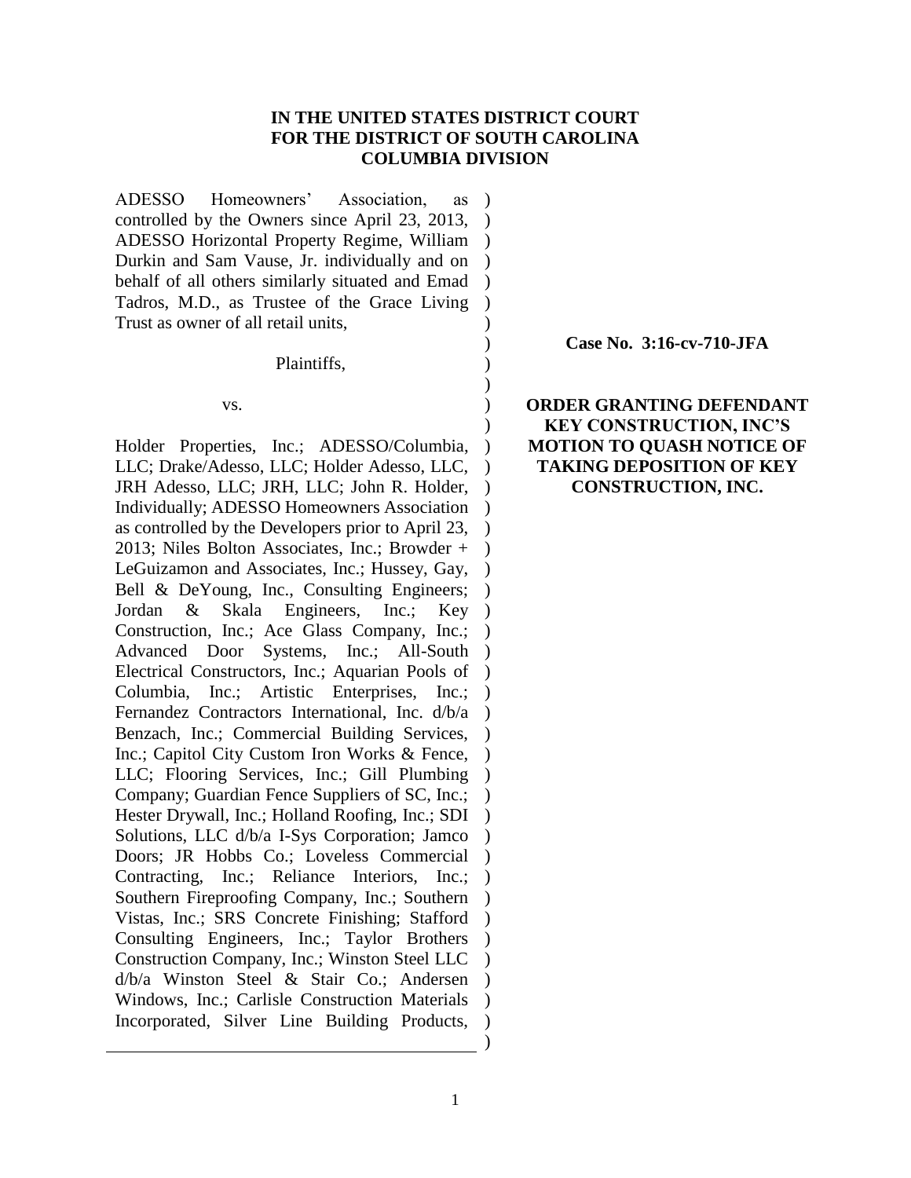**IN THE UNITED STATES DISTRICT COURT**
**FOR THE DISTRICT OF SOUTH CAROLINA**
**COLUMBIA DIVISION**

ADESSO Homeowners' Association, as controlled by the Owners since April 23, 2013, ADESSO Horizontal Property Regime, William Durkin and Sam Vause, Jr. individually and on behalf of all others similarly situated and Emad Tadros, M.D., as Trustee of the Grace Living Trust as owner of all retail units,

Plaintiffs,

vs.

Holder Properties, Inc.; ADESSO/Columbia, LLC; Drake/Adesso, LLC; Holder Adesso, LLC, JRH Adesso, LLC; JRH, LLC; John R. Holder, Individually; ADESSO Homeowners Association as controlled by the Developers prior to April 23, 2013; Niles Bolton Associates, Inc.; Browder + LeGuizamon and Associates, Inc.; Hussey, Gay, Bell & DeYoung, Inc., Consulting Engineers; Jordan & Skala Engineers, Inc.; Key Construction, Inc.; Ace Glass Company, Inc.; Advanced Door Systems, Inc.; All-South Electrical Constructors, Inc.; Aquarian Pools of Columbia, Inc.; Artistic Enterprises, Inc.; Fernandez Contractors International, Inc. d/b/a Benzach, Inc.; Commercial Building Services, Inc.; Capitol City Custom Iron Works & Fence, LLC; Flooring Services, Inc.; Gill Plumbing Company; Guardian Fence Suppliers of SC, Inc.; Hester Drywall, Inc.; Holland Roofing, Inc.; SDI Solutions, LLC d/b/a I-Sys Corporation; Jamco Doors; JR Hobbs Co.; Loveless Commercial Contracting, Inc.; Reliance Interiors, Inc.; Southern Fireproofing Company, Inc.; Southern Vistas, Inc.; SRS Concrete Finishing; Stafford Consulting Engineers, Inc.; Taylor Brothers Construction Company, Inc.; Winston Steel LLC d/b/a Winston Steel & Stair Co.; Andersen Windows, Inc.; Carlisle Construction Materials Incorporated, Silver Line Building Products,

**Case No. 3:16-cv-710-JFA**

**ORDER GRANTING DEFENDANT KEY CONSTRUCTION, INC'S MOTION TO QUASH NOTICE OF TAKING DEPOSITION OF KEY CONSTRUCTION, INC.**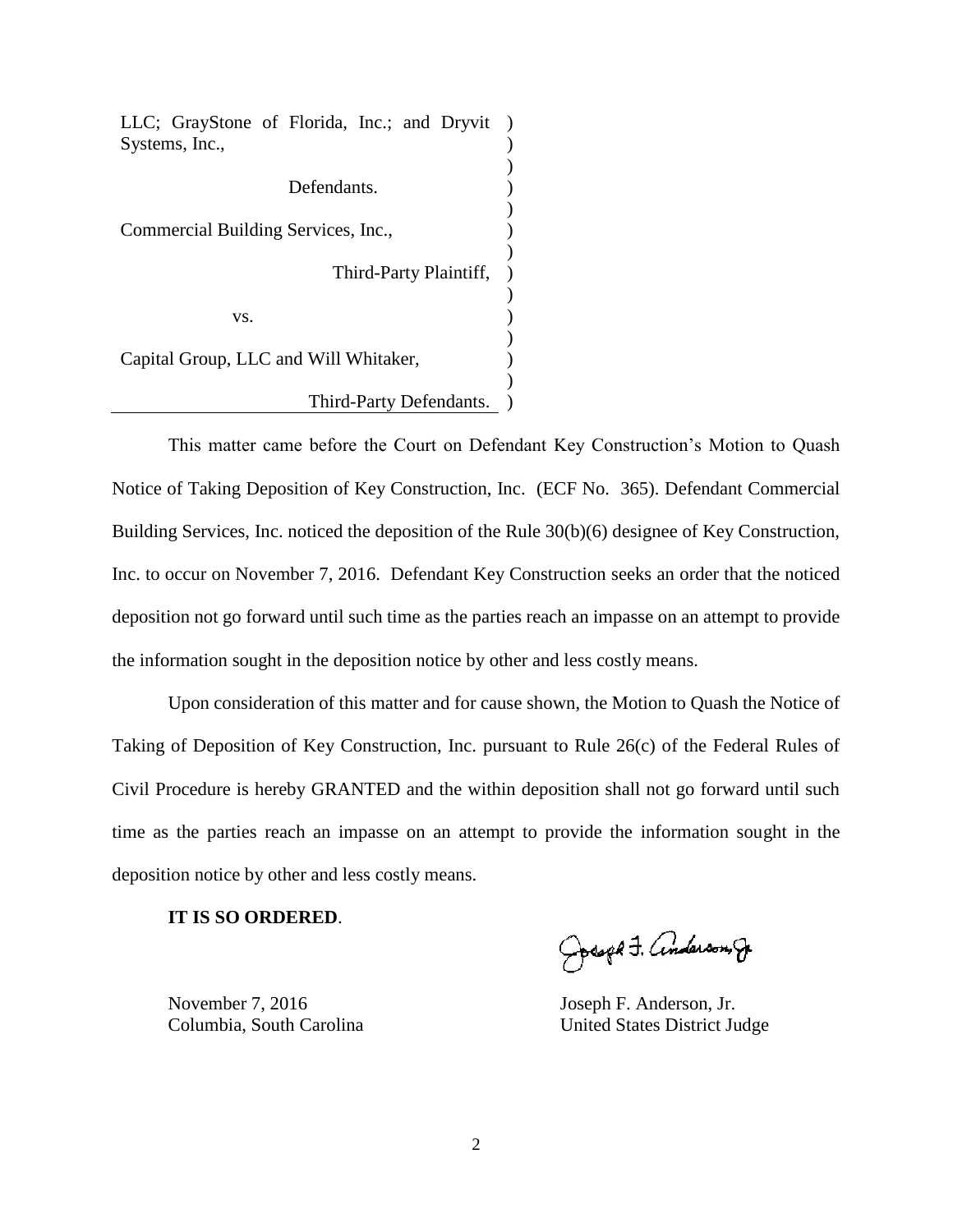LLC; GrayStone of Florida, Inc.; and Dryvit Systems, Inc.,

Defendants.

Commercial Building Services, Inc.,

Third-Party Plaintiff,

vs.

Capital Group, LLC and Will Whitaker,

Third-Party Defendants.

This matter came before the Court on Defendant Key Construction's Motion to Quash Notice of Taking Deposition of Key Construction, Inc. (ECF No. 365). Defendant Commercial Building Services, Inc. noticed the deposition of the Rule 30(b)(6) designee of Key Construction, Inc. to occur on November 7, 2016. Defendant Key Construction seeks an order that the noticed deposition not go forward until such time as the parties reach an impasse on an attempt to provide the information sought in the deposition notice by other and less costly means.

Upon consideration of this matter and for cause shown, the Motion to Quash the Notice of Taking of Deposition of Key Construction, Inc. pursuant to Rule 26(c) of the Federal Rules of Civil Procedure is hereby GRANTED and the within deposition shall not go forward until such time as the parties reach an impasse on an attempt to provide the information sought in the deposition notice by other and less costly means.

**IT IS SO ORDERED**.

Joseph F. Anderson, Jr.

November 7, 2016
Columbia, South Carolina

Joseph F. Anderson, Jr.
United States District Judge